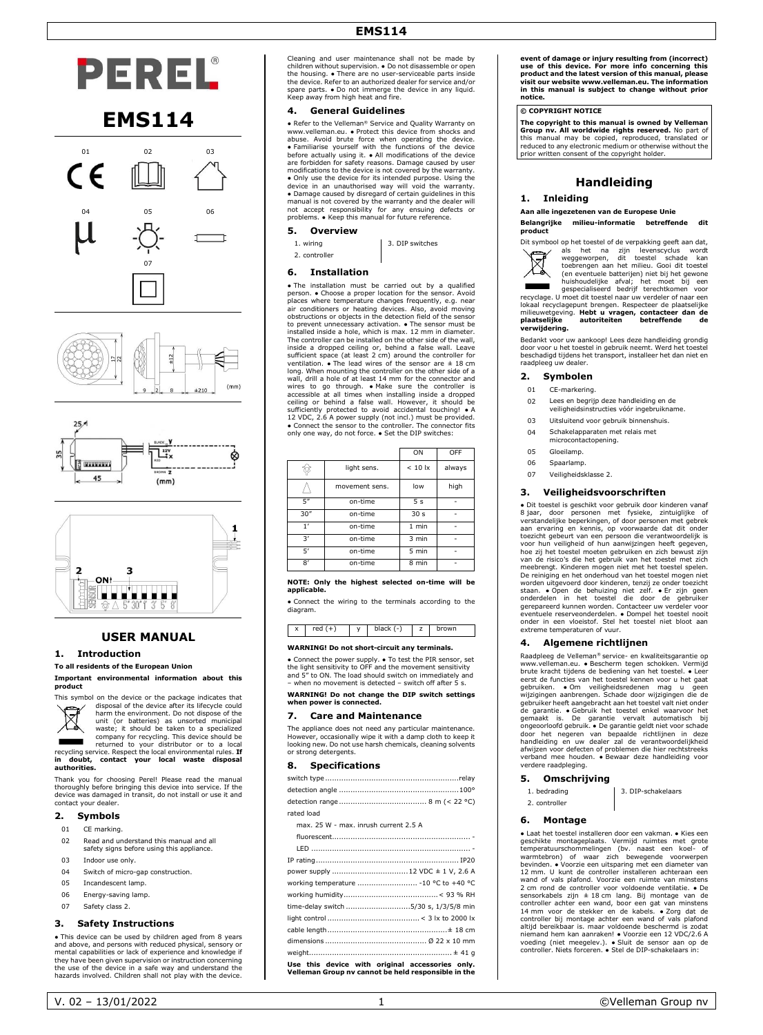# PEREL®

# EMS114

01 02 03

04 05 06

07

## USER MANUAL

### 1. Introduction

**To all residents of the European Union**

**Important environmental information about this product**

This symbol on the device or the package indicates that disposal of the device after its lifecycle could harm the environment. Do not dispose of the unit (or batteries) as unsorted municipal waste; it should be taken to a specialized company for recycling. This device should be returned to your distributor or to a local recycling service. Respect the local environmental rules. **If in doubt, contact your local waste disposal authorities.**

Thank you for choosing Perel! Please read the manual thoroughly before bringing this device into service. If the device was damaged in transit, do not install or use it and contact your dealer.

### 2. Symbols

- 01 CE marking.
- 02 Read and understand this manual and all safety signs before using this appliance.
- 03 Indoor use only.
- 04 Switch of micro-gap construction.
- 05 Incandescent lamp.
- 06 Energy-saving lamp.
- 07 Safety class 2.

### 3. Safety Instructions

• This device can be used by children aged from 8 years and above, and persons with reduced physical, sensory or mental capabilities or lack of experience and knowledge if they have been given supervision or instruction concerning the use of the device in a safe way and understand the hazards involved. Children shall not play with the device. Cleaning and user maintenance shall not be made by children without supervision. • Do not disassemble or open the housing. • There are no user-serviceable parts inside the device. Refer to an authorized dealer for service and/or spare parts. • Do not immerge the device in any liquid. Keep away from high heat and fire.

### 4. General Guidelines

• Refer to the Velleman® Service and Quality Warranty on www.velleman.eu. • Protect this device from shocks and abuse. Avoid brute force when operating the device. • Familiarise yourself with the functions of the device before actually using it. • All modifications of the device are forbidden for safety reasons. Damage caused by user modifications to the device is not covered by the warranty. • Only use the device for its intended purpose. Using the device in an unauthorised way will void the warranty. • Damage caused by disregard of certain guidelines in this manual is not covered by the warranty and the dealer will not accept responsibility for any ensuing defects or problems. • Keep this manual for future reference.

### 5. Overview

1. wiring
2. controller
3. DIP switches

### 6. Installation

• The installation must be carried out by a qualified person. • Choose a proper location for the sensor. Avoid places where temperature changes frequently, e.g. near air conditioners or heating devices. Also, avoid moving obstructions or objects in the detection field of the sensor to prevent unnecessary activation. • The sensor must be installed inside a hole, which is max. 12 mm in diameter. The controller can be installed on the other side of the wall, inside a dropped ceiling or, behind a false wall. Leave sufficient space (at least 2 cm) around the controller for ventilation. • The lead wires of the sensor are ± 18 cm long. When mounting the controller on the other side of a wall, drill a hole of at least 14 mm for the connector and wires to go through. • Make sure the controller is accessible at all times when installing inside a dropped ceiling or behind a false wall. However, it should be sufficiently protected to avoid accidental touching! • A 12 VDC, 2.6 A power supply (not incl.) must be provided. • Connect the sensor to the controller. The connector fits only one way, do not force. • Set the DIP switches:

| | | ON | OFF |
|---|---|---|---|
| | light sens. | < 10 lx | always |
| | movement sens. | low | high |
| 5″ | on-time | 5 s | - |
| 30″ | on-time | 30 s | - |
| 1′ | on-time | 1 min | - |
| 3′ | on-time | 3 min | - |
| 5′ | on-time | 5 min | - |
| 8′ | on-time | 8 min | - |

**NOTE: Only the highest selected on-time will be applicable.**

• Connect the wiring to the terminals according to the diagram.

| x | red (+) | y | black (-) | z | brown |
|---|---|---|---|---|---|

**WARNING! Do not short-circuit any terminals.**

• Connect the power supply. • To test the PIR sensor, set the light sensitivity to OFF and the movement sensitivity and 5″ to ON. The load should switch on immediately and – when no movement is detected – switch off after 5 s.

**WARNING! Do not change the DIP switch settings when power is connected.**

### 7. Care and Maintenance

The appliance does not need any particular maintenance. However, occasionally wipe it with a damp cloth to keep it looking new. Do not use harsh chemicals, cleaning solvents or strong detergents.

### 8. Specifications

| | |
|---|---|
| switch type | relay |
| detection angle | 100° |
| detection range | 8 m (< 22 °C) |
| rated load | |
| max. 25 W - max. inrush current 2.5 A | |
| fluorescent | - |
| LED | - |
| IP rating | IP20 |
| power supply | 12 VDC ± 1 V, 2.6 A |
| working temperature | -10 °C to +40 °C |
| working humidity | < 93 % RH |
| time-delay switch | 5/30 s, 1/3/5/8 min |
| light control | < 3 lx to 2000 lx |
| cable length | ± 18 cm |
| dimensions | Ø 22 x 10 mm |
| weight | ± 41 g |

**Use this device with original accessories only. Velleman Group nv cannot be held responsible in the event of damage or injury resulting from (incorrect) use of this device. For more info concerning this product and the latest version of this manual, please visit our website www.velleman.eu. The information in this manual is subject to change without prior notice.**

**© COPYRIGHT NOTICE**

**The copyright to this manual is owned by Velleman Group nv. All worldwide rights reserved.** No part of this manual may be copied, reproduced, translated or reduced to any electronic medium or otherwise without the prior written consent of the copyright holder.

## Handleiding

### 1. Inleiding

**Aan alle ingezetenen van de Europese Unie**

**Belangrijke milieu-informatie betreffende dit product**

Dit symbool op het toestel of de verpakking geeft aan dat, als het na zijn levenscyclus wordt weggeworpen, dit toestel schade kan toebrengen aan het milieu. Gooi dit toestel (en eventuele batterijen) niet bij het gewone huishoudelijke afval; het moet bij een gespecialiseerd bedrijf terechtkomen voor recyclage. U moet dit toestel naar uw verdeler of naar een lokaal recyclagepunt brengen. Respecteer de plaatselijke milieuwetgeving. **Hebt u vragen, contacteer dan de plaatselijke autoriteiten betreffende de verwijdering.**

Bedankt voor uw aankoop! Lees deze handleiding grondig door voor u het toestel in gebruik neemt. Werd het toestel beschadigd tijdens het transport, installeer het dan niet en raadpleeg uw dealer.

### 2. Symbolen

- 01 CE-markering.
- 02 Lees en begrijp deze handleiding en de veiligheidsinstructies vóór ingebruikname.
- 03 Uitsluitend voor gebruik binnenshuis.
- 04 Schakelapparaten met relais met microcontactopening.
- 05 Gloeilamp.
- 06 Spaarlamp.
- 07 Veiligheidsklasse 2.

### 3. Veiligheidsvoorschriften

• Dit toestel is geschikt voor gebruik door kinderen vanaf 8 jaar, door personen met fysieke, zintuiglijke of verstandelijke beperkingen, of door personen met gebrek aan ervaring en kennis, op voorwaarde dat dit onder toezicht gebeurt van een persoon die verantwoordelijk is voor hun veiligheid of hun aanwijzingen heeft gegeven, hoe zij het toestel moeten gebruiken en zich bewust zijn van de risico's die het gebruik van het toestel met zich meebrengt. Kinderen mogen niet met het toestel spelen. De reiniging en het onderhoud van het toestel mogen niet worden uitgevoerd door kinderen, tenzij ze onder toezicht staan. • Open de behuizing niet zelf. • Er zijn geen onderdelen in het toestel die door de gebruiker gerepareerd kunnen worden. Contacteer uw verdeler voor eventuele reserveonderdelen. • Dompel het toestel nooit onder in een vloeistof. Stel het toestel niet bloot aan extreme temperaturen of vuur.

### 4. Algemene richtlijnen

Raadpleeg de Velleman® service- en kwaliteitsgarantie op www.velleman.eu. • Bescherm tegen schokken. Vermijd brute kracht tijdens de bediening van het toestel. • Leer eerst de functies van het toestel kennen voor u het gaat gebruiken. • Om veiligheidsredenen mag u geen wijzigingen aanbrengen. Schade door wijzigingen die de gebruiker heeft aangebracht aan het toestel valt niet onder de garantie. • Gebruik het toestel enkel waarvoor het gemaakt is. De garantie vervalt automatisch bij ongeoorloofd gebruik. • De garantie geldt niet voor schade door het negeren van bepaalde richtlijnen in deze handleiding en uw dealer zal de verantwoordelijkheid afwijzen voor defecten of problemen die hier rechtstreeks verband mee houden. • Bewaar deze handleiding voor verdere raadpleging.

### 5. Omschrijving

1. bedrading
2. controller
3. DIP-schakelaars

### 6. Montage

• Laat het toestel installeren door een vakman. • Kies een geschikte montageplaats. Vermijd ruimtes met grote temperatuurschommelingen (bv. naast een koel- of warmtebron) of waar zich bewegende voorwerpen bevinden. • Voorzie een uitsparing met een diameter van 12 mm. U kunt de controller installeren achteraan een wand of vals plafond. Voorzie een ruimte van minstens 2 cm rond de controller voor voldoende ventilatie. • De sensorkabels zijn ± 18 cm lang. Bij montage van de controller achter een wand, boor een gat van minstens 14 mm voor de stekker en de kabels. • Zorg dat de controller bij montage achter een wand of vals plafond altijd bereikbaar is. maar voldoende beschermd is zodat niemand hem kan aanraken! • Voorzie een 12 VDC/2.6 A voeding (niet meegelev.). • Sluit de sensor aan op de controller. Niets forceren. • Stel de DIP-schakelaars in: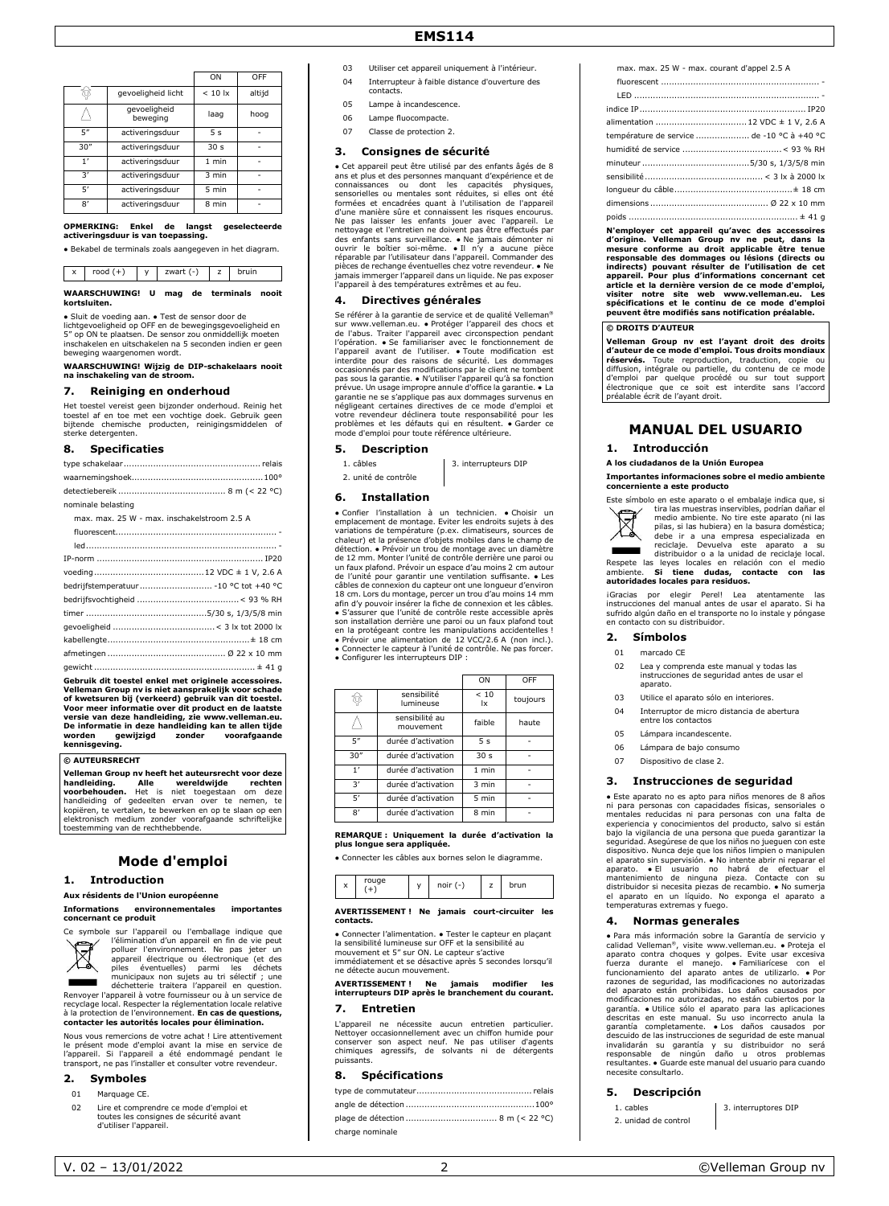|  |  | ON | OFF |
|---|---|---|---|
| ☼ | gevoeligheid licht | < 10 lx | altijd |
| ⚠ | gevoeligheid beweging | laag | hoog |
| 5" | activeringsduur | 5 s | - |
| 30" | activeringsduur | 30 s | - |
| 1' | activeringsduur | 1 min | - |
| 3' | activeringsduur | 3 min | - |
| 5' | activeringsduur | 5 min | - |
| 8' | activeringsduur | 8 min | - |

**OPMERKING: Enkel de langst geselecteerde activeringsduur is van toepassing.**

• Bekabel de terminals zoals aangegeven in het diagram.

| x | rood (+) | y | zwart (-) | z | bruin |
|---|---|---|---|---|---|

**WAARSCHUWING! U mag de terminals nooit kortsluiten.**

• Sluit de voeding aan. • Test de sensor door de lichtgevoeligheid op OFF en de bewegingsgevoeligheid en 5" op ON te plaatsen. De sensor zou onmiddellijk moeten inschakelen en uitschakelen na 5 seconden indien er geen beweging waargenomen wordt.

**WAARSCHUWING! Wijzig de DIP-schakelaars nooit na inschakeling van de stroom.**

## 7. Reiniging en onderhoud

Het toestel vereist geen bijzonder onderhoud. Reinig het toestel af en toe met een vochtige doek. Gebruik geen bijtende chemische producten, reinigingsmiddelen of sterke detergenten.

## 8. Specificaties

type schakelaar ... relais
waarnemingshoek ... 100°
detectiebereik ... 8 m (< 22 °C)
nominale belasting
max. max. 25 W - max. inschakelstroom 2.5 A
fluorescent ... -
led ... -
IP-norm ... IP20
voeding ... 12 VDC ± 1 V, 2.6 A
bedrijfstemperatuur ... -10 °C tot +40 °C
bedrijfsvochtigheid ... < 93 % RH
timer ... 5/30 s, 1/3/5/8 min
gevoeligheid ... < 3 lx tot 2000 lx
kabellengte ... ± 18 cm
afmetingen ... Ø 22 x 10 mm
gewicht ... ± 41 g

**Gebruik dit toestel enkel met originele accessoires. Velleman Group nv is niet aansprakelijk voor schade of kwetsuren bij (verkeerd) gebruik van dit toestel. Voor meer informatie over dit product en de laatste versie van deze handleiding, zie www.velleman.eu. De informatie in deze handleiding kan te allen tijde worden gewijzigd zonder voorafgaande kennisgeving.**

**© AUTEURSRECHT**

**Velleman Group nv heeft het auteursrecht voor deze handleiding. Alle wereldwijde rechten voorbehouden.** Het is niet toegestaan om deze handleiding of gedeelten ervan over te nemen, te kopiëren, te vertalen, te bewerken en op te slaan op een elektronisch medium zonder voorafgaande schriftelijke toestemming van de rechthebbende.

# Mode d'emploi

## 1. Introduction

**Aux résidents de l'Union européenne**

**Informations environnementales importantes concernant ce produit**

Ce symbole sur l'appareil ou l'emballage indique que l'élimination d'un appareil en fin de vie peut polluer l'environnement. Ne pas jeter un appareil électrique ou électronique (et des piles éventuelles) parmi les déchets municipaux non sujets au tri sélectif ; une déchetterie traitera l'appareil en question. Renvoyer l'appareil à votre fournisseur ou à un service de recyclage local. Respecter la réglementation locale relative à la protection de l'environnement. **En cas de questions, contacter les autorités locales pour élimination.**

Nous vous remercions de votre achat ! Lire attentivement le présent mode d'emploi avant la mise en service de l'appareil. Si l'appareil a été endommagé pendant le transport, ne pas l'installer et consulter votre revendeur.

## 2. Symboles

01 Marquage CE.
02 Lire et comprendre ce mode d'emploi et toutes les consignes de sécurité avant d'utiliser l'appareil.
03 Utiliser cet appareil uniquement à l'intérieur.
04 Interrupteur à faible distance d'ouverture des contacts.
05 Lampe à incandescence.
06 Lampe fluocompacte.
07 Classe de protection 2.

## 3. Consignes de sécurité

• Cet appareil peut être utilisé par des enfants âgés de 8 ans et plus et des personnes manquant d'expérience et de connaissances ou dont les capacités physiques, sensorielles ou mentales sont réduites, si elles ont été formées et encadrées quant à l'utilisation de l'appareil d'une manière sûre et connaissent les risques encourus. Ne pas laisser les enfants jouer avec l'appareil. Le nettoyage et l'entretien ne doivent pas être effectués par des enfants sans surveillance. • Ne jamais démonter ni ouvrir le boîtier soi-même. • Il n'y a aucune pièce réparable par l'utilisateur dans l'appareil. Commander des pièces de rechange éventuelles chez votre revendeur. • Ne jamais immerger l'appareil dans un liquide. Ne pas exposer l'appareil à des températures extrêmes et au feu.

## 4. Directives générales

Se référer à la garantie de service et de qualité Velleman® sur www.velleman.eu. • Protéger l'appareil des chocs et de l'abus. Traiter l'appareil avec circonspection pendant l'opération. • Se familiariser avec le fonctionnement de l'appareil avant de l'utiliser. • Toute modification est interdite pour des raisons de sécurité. Les dommages occasionnés par des modifications par le client ne tombent pas sous la garantie. • N'utiliser l'appareil qu'à sa fonction prévue. Un usage impropre annule d'office la garantie. • La garantie ne se s'applique pas aux dommages survenus en négligeant certaines directives de ce mode d'emploi et votre revendeur déclinera toute responsabilité pour les problèmes et les défauts qui en résultent. • Garder ce mode d'emploi pour toute référence ultérieure.

## 5. Description

1. câbles
2. unité de contrôle
3. interrupteurs DIP

## 6. Installation

• Confier l'installation à un technicien. • Choisir un emplacement de montage. Eviter les endroits sujets à des variations de température (p.ex. climatiseurs, sources de chaleur) et la présence d'objets mobiles dans le champ de détection. • Prévoir un trou de montage avec un diamètre de 12 mm. Monter l'unité de contrôle derrière une paroi ou un faux plafond. Prévoir un espace d'au moins 2 cm autour de l'unité pour garantir une ventilation suffisante. • Les câbles de connexion du capteur ont une longueur d'environ 18 cm. Lors du montage, percer un trou d'au moins 14 mm afin d'y pouvoir insérer la fiche de connexion et les câbles. • S'assurer que l'unité de contrôle reste accessible après son installation derrière une paroi ou un faux plafond tout en la protégeant contre les manipulations accidentelles ! • Prévoir une alimentation de 12 VCC/2.6 A (non incl.). • Connecter le capteur à l'unité de contrôle. Ne pas forcer. • Configurer les interrupteurs DIP :

|  |  | ON | OFF |
|---|---|---|---|
| ☼ | sensibilité lumineuse | < 10 lx | toujours |
| ⚠ | sensibilité au mouvement | faible | haute |
| 5" | durée d'activation | 5 s | - |
| 30" | durée d'activation | 30 s | - |
| 1' | durée d'activation | 1 min | - |
| 3' | durée d'activation | 3 min | - |
| 5' | durée d'activation | 5 min | - |
| 8' | durée d'activation | 8 min | - |

**REMARQUE : Uniquement la durée d'activation la plus longue sera appliquée.**

• Connecter les câbles aux bornes selon le diagramme.

| x | rouge (+) | y | noir (-) | z | brun |
|---|---|---|---|---|---|

**AVERTISSEMENT ! Ne jamais court-circuiter les contacts.**

• Connecter l'alimentation. • Tester le capteur en plaçant la sensibilité lumineuse sur OFF et la sensibilité au mouvement et 5" sur ON. Le capteur s'active immédiatement et se désactive après 5 secondes lorsqu'il ne détecte aucun mouvement.

**AVERTISSEMENT ! Ne jamais modifier les interrupteurs DIP après le branchement du courant.**

## 7. Entretien

L'appareil ne nécessite aucun entretien particulier. Nettoyer occasionnellement avec un chiffon humide pour conserver son aspect neuf. Ne pas utiliser d'agents chimiques agressifs, de solvants ni de détergents puissants.

## 8. Spécifications

type de commutateur ... relais
angle de détection ... 100°
plage de détection ... 8 m (< 22 °C)
charge nominale
max. max. 25 W - max. courant d'appel 2.5 A
fluorescent ... -
LED ... -
indice IP ... IP20
alimentation ... 12 VDC ± 1 V, 2.6 A
température de service ... de -10 °C à +40 °C
humidité de service ... < 93 % RH
minuteur ... 5/30 s, 1/3/5/8 min
sensibilité ... < 3 lx à 2000 lx
longueur du câble ... ± 18 cm
dimensions ... Ø 22 x 10 mm
poids ... ± 41 g

**N'employer cet appareil qu'avec des accessoires d'origine. Velleman Group nv ne peut, dans la mesure conforme au droit applicable être tenue responsable des dommages ou lésions (directs ou indirects) pouvant résulter de l'utilisation de cet appareil. Pour plus d'informations concernant cet article et la dernière version de ce mode d'emploi, visiter notre site web www.velleman.eu. Les spécifications et le continu de ce mode d'emploi peuvent être modifiés sans notification préalable.**

**© DROITS D'AUTEUR**

**Velleman Group nv est l'ayant droit des droits d'auteur de ce mode d'emploi. Tous droits mondiaux réservés.** Toute reproduction, traduction, copie ou diffusion, intégrale ou partielle, du contenu de ce mode d'emploi par quelque procédé ou sur tout support électronique que ce soit est interdite sans l'accord préalable écrit de l'ayant droit.

# MANUAL DEL USUARIO

## 1. Introducción

**A los ciudadanos de la Unión Europea**

**Importantes informaciones sobre el medio ambiente concerniente a este producto**

Este símbolo en este aparato o el embalaje indica que, si tira las muestras inservibles, podrían dañar el medio ambiente. No tire este aparato (ni las pilas, si las hubiera) en la basura doméstica; debe ir a una empresa especializada en reciclaje. Devuelva este aparato a su distribuidor o a la unidad de reciclaje local. Respete las leyes locales en relación con el medio ambiente. **Si tiene dudas, contacte con las autoridades locales para residuos.**

¡Gracias por elegir Perel! Lea atentamente las instrucciones del manual antes de usar el aparato. Si ha sufrido algún daño en el transporte no lo instale y póngase en contacto con su distribuidor.

## 2. Símbolos

01 marcado CE
02 Lea y comprenda este manual y todas las instrucciones de seguridad antes de usar el aparato.
03 Utilice el aparato sólo en interiores.
04 Interruptor de micro distancia de abertura entre los contactos
05 Lámpara incandescente.
06 Lámpara de bajo consumo
07 Dispositivo de clase 2.

## 3. Instrucciones de seguridad

• Este aparato no es apto para niños menores de 8 años ni para personas con capacidades físicas, sensoriales o mentales reducidas ni para personas con una falta de experiencia y conocimientos del producto, salvo si están bajo la vigilancia de una persona que pueda garantizar la seguridad. Asegúrese de que los niños no jueguen con este dispositivo. Nunca deje que los niños limpien o manipulen el aparato sin supervisión. • No intente abrir ni reparar el aparato. • El usuario no habrá de efectuar el mantenimiento de ninguna pieza. Contacte con su distribuidor si necesita piezas de recambio. • No sumerja el aparato en un líquido. No exponga el aparato a temperaturas extremas y fuego.

## 4. Normas generales

• Para más información sobre la Garantía de servicio y calidad Velleman®, visite www.velleman.eu. • Proteja el aparato contra choques y golpes. Evite usar excesiva fuerza durante el manejo. • Familiarícese con el funcionamiento del aparato antes de utilizarlo. • Por razones de seguridad, las modificaciones no autorizadas del aparato están prohibidas. Los daños causados por modificaciones no autorizadas, no están cubiertos por la garantía. • Utilice sólo el aparato para las aplicaciones descritas en este manual. Su uso incorrecto anula la garantía completamente. • Los daños causados por descuido de las instrucciones de seguridad de este manual invalidarán su garantía y su distribuidor no será responsable de ningún daño u otros problemas resultantes. • Guarde este manual del usuario para cuando necesite consultarlo.

## 5. Descripción

1. cables
2. unidad de control
3. interruptores DIP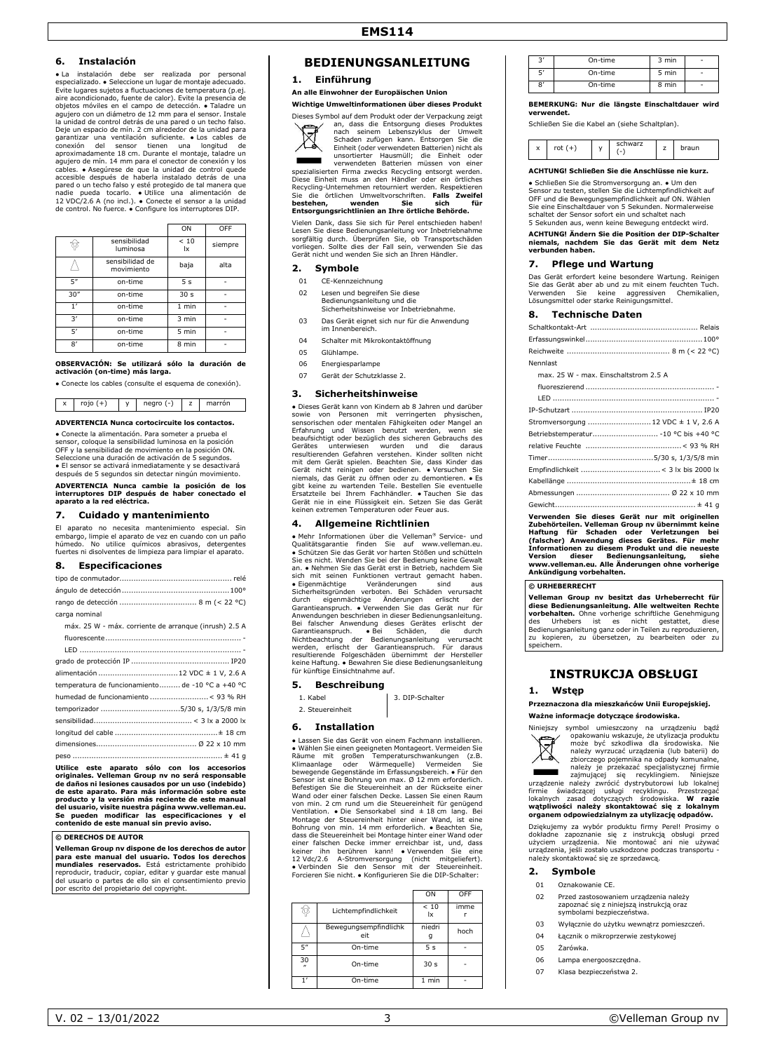## 6. Instalación

• La instalación debe ser realizada por personal especializado. • Seleccione un lugar de montaje adecuado. Evite lugares sujetos a fluctuaciones de temperatura (p.ej. aire acondicionado, fuente de calor). Evite la presencia de objetos móviles en el campo de detección. • Taladre un agujero con un diámetro de 12 mm para el sensor. Instale la unidad de control detrás de una pared o un techo falso. Deje un espacio de mín. 2 cm alrededor de la unidad para garantizar una ventilación suficiente. • Los cables de conexión del sensor tienen una longitud de aproximadamente 18 cm. Durante el montaje, taladre un agujero de mín. 14 mm para el conector de conexión y los cables. • Asegúrese de que la unidad de control quede accesible después de haberla instalado detrás de una pared o un techo falso y esté protegido de tal manera que nadie pueda tocarlo. • Utilice una alimentación de 12 VDC/2.6 A (no incl.). • Conecte el sensor a la unidad de control. No fuerce. • Configure los interruptores DIP.

| | | ON | OFF |
|---|---|---|---|
| | sensibilidad luminosa | < 10 lx | siempre |
| | sensibilidad de movimiento | baja | alta |
| 5" | on-time | 5 s | - |
| 30" | on-time | 30 s | - |
| 1' | on-time | 1 min | - |
| 3' | on-time | 3 min | - |
| 5' | on-time | 5 min | - |
| 8' | on-time | 8 min | - |

**OBSERVACIÓN: Se utilizará sólo la duración de activación (on-time) más larga.**

• Conecte los cables (consulte el esquema de conexión).

| x | rojo (+) | y | negro (-) | z | marrón |
|---|---|---|---|---|---|

**ADVERTENCIA Nunca cortocircuite los contactos.**

• Conecte la alimentación. Para someter a prueba el sensor, coloque la sensibilidad luminosa en la posición OFF y la sensibilidad de movimiento en la posición ON. Seleccione una duración de activación de 5 segundos. • El sensor se activará inmediatamente y se desactivará después de 5 segundos sin detectar ningún movimiento.

**ADVERTENCIA Nunca cambie la posición de los interruptores DIP después de haber conectado el aparato a la red eléctrica.**

## 7. Cuidado y mantenimiento

El aparato no necesita mantenimiento especial. Sin embargo, limpie el aparato de vez en cuando con un paño húmedo. No utilice químicos abrasivos, detergentes fuertes ni disolventes de limpieza para limpiar el aparato.

## 8. Especificaciones

tipo de conmutador................................ relé
ángulo de detección................................ 100°
rango de detección ................................ 8 m (< 22 °C)
carga nominal
máx. 25 W - máx. corriente de arranque (inrush) 2.5 A
fluorescente................................ -
LED ................................ -
grado de protección IP ................................ IP20
alimentación ................................ 12 VDC ± 1 V, 2.6 A
temperatura de funcionamiento......... de -10 °C a +40 °C
humedad de funcionamiento ................................ < 93 % RH
temporizador ................................ 5/30 s, 1/3/5/8 min
sensibilidad................................ < 3 lx a 2000 lx
longitud del cable ................................ ± 18 cm
dimensiones................................ Ø 22 x 10 mm
peso ................................ ± 41 g

**Utilice este aparato sólo con los accesorios originales. Velleman Group nv no será responsable de daños ni lesiones causados por un uso (indebido) de este aparato. Para más información sobre este producto y la versión más reciente de este manual del usuario, visite nuestra página www.velleman.eu. Se pueden modificar las especificaciones y el contenido de este manual sin previo aviso.**

**© DERECHOS DE AUTOR**

**Velleman Group nv dispone de los derechos de autor para este manual del usuario. Todos los derechos mundiales reservados.** Está estrictamente prohibido reproducir, traducir, copiar, editar y guardar este manual del usuario o partes de ello sin el consentimiento previo por escrito del propietario del copyright.

# BEDIENUNGSANLEITUNG

## 1. Einführung

**An alle Einwohner der Europäischen Union**

**Wichtige Umweltinformationen über dieses Produkt**

Dieses Symbol auf dem Produkt oder der Verpackung zeigt an, dass die Entsorgung dieses Produktes nach seinem Lebenszyklus der Umwelt Schaden zufügen kann. Entsorgen Sie die Einheit (oder verwendeten Batterien) nicht als unsortierter Hausmüll; die Einheit oder verwendeten Batterien müssen von einer spezialisierten Firma zwecks Recycling entsorgt werden. Diese Einheit muss an den Händler oder ein örtliches Recycling-Unternehmen retourniert werden. Respektieren Sie die örtlichen Umweltvorschriften. **Falls Zweifel bestehen, wenden Sie sich für Entsorgungsrichtlinien an Ihre örtliche Behörde.**

Vielen Dank, dass Sie sich für Perel entschieden haben! Lesen Sie diese Bedienungsanleitung vor Inbetriebnahme sorgfältig durch. Überprüfen Sie, ob Transportschäden vorliegen. Sollte dies der Fall sein, verwenden Sie das Gerät nicht und wenden Sie sich an Ihren Händler.

## 2. Symbole

01 CE-Kennzeichnung
02 Lesen und begreifen Sie diese Bedienungsanleitung und die Sicherheitshinweise vor Inbetriebnahme.
03 Das Gerät eignet sich nur für die Anwendung im Innenbereich.
04 Schalter mit Mikrokontaktöffnung
05 Glühlampe.
06 Energiesparlampe
07 Gerät der Schutzklasse 2.

## 3. Sicherheitshinweise

• Dieses Gerät kann von Kindern ab 8 Jahren und darüber sowie von Personen mit verringerten physischen, sensorischen oder mentalen Fähigkeiten oder Mangel an Erfahrung und Wissen benutzt werden, wenn sie beaufsichtigt oder bezüglich des sicheren Gebrauchs des Gerätes unterwiesen wurden und die daraus resultierenden Gefahren verstehen. Kinder sollten nicht mit dem Gerät spielen. Beachten Sie, dass Kinder das Gerät nicht reinigen oder bedienen. • Versuchen Sie niemals, das Gerät zu öffnen oder zu demontieren. • Es gibt keine zu wartenden Teile. Bestellen Sie eventuelle Ersatzteile bei Ihrem Fachhändler. • Tauchen Sie das Gerät nie in eine Flüssigkeit ein. Setzen Sie das Gerät keinen extremen Temperaturen oder Feuer aus.

## 4. Allgemeine Richtlinien

• Mehr Informationen über die Velleman® Service- und Qualitätsgarantie finden Sie auf www.velleman.eu. • Schützen Sie das Gerät vor harten Stößen und schütteln Sie es nicht. Wenden Sie bei der Bedienung keine Gewalt an. • Nehmen Sie das Gerät erst in Betrieb, nachdem Sie sich mit seinen Funktionen vertraut gemacht haben. • Eigenmächtige Veränderungen sind aus Sicherheitsgründen verboten. Bei Schäden verursacht durch eigenmächtige Änderungen erlischt der Garantieanspruch. • Verwenden Sie das Gerät nur für Anwendungen beschrieben in dieser Bedienungsanleitung. Bei falscher Anwendung dieses Gerätes erlischt der Garantieanspruch. • Bei Schäden, die durch Nichtbeachtung der Bedienungsanleitung verursacht werden, erlischt der Garantieanspruch. Für daraus resultierende Folgeschäden übernimmt der Hersteller keine Haftung. • Bewahren Sie diese Bedienungsanleitung für künftige Einsichtnahme auf.

## 5. Beschreibung

1. Kabel
2. Steuereinheit
3. DIP-Schalter

## 6. Installation

• Lassen Sie das Gerät von einem Fachmann installieren. • Wählen Sie einen geeigneten Montageort. Vermeiden Sie Räume mit großen Temperaturschwankungen (z.B. Klimaanlage oder Wärmequelle). Vermeiden Sie bewegende Gegenstände im Erfassungsbereich. • Für den Sensor ist eine Bohrung von max. Ø 12 mm erforderlich. Befestigen Sie die Steuereinheit an der Rückseite einer Wand oder einer falschen Decke. Lassen Sie einen Raum von min. 2 cm rund um die Steuereinheit für genügend Ventilation. • Die Sensorkabel sind ± 18 cm lang. Bei Montage der Steuereinheit hinter einer Wand, ist eine Bohrung von min. 14mm erforderlich. • Beachten Sie, dass die Steuereinheit bei Montage hinter einer Wand oder einer falschen Decke immer erreichbar ist, und, dass keiner ihn berühren kann! • Verwenden Sie eine 12 Vdc/2.6 A-Stromversorgung (nicht mitgeliefert). • Verbinden Sie den Sensor mit der Steuereinheit. Forcieren Sie nicht. • Konfigurieren Sie die DIP-Schalter:

| | | ON | OFF |
|---|---|---|---|
| | Lichtempfindlichkeit | < 10 lx | immer |
| | Bewegungsempfindlichkeit | niedrig | hoch |
| 5" | On-time | 5 s | - |
| 30" | On-time | 30 s | - |
| 1' | On-time | 1 min | - |
| 3' | On-time | 3 min | - |
| 5' | On-time | 5 min | - |
| 8' | On-time | 8 min | - |

**BEMERKUNG: Nur die längste Einschaltdauer wird verwendet.**

Schließen Sie die Kabel an (siehe Schaltplan).

| x | rot (+) | y | schwarz (-) | z | braun |
|---|---|---|---|---|---|

**ACHTUNG! Schließen Sie die Anschlüsse nie kurz.**

• Schließen Sie die Stromversorgung an. • Um den Sensor zu testen, stellen Sie die Lichtempfindlichkeit auf OFF und die Bewegungsempfindlichkeit auf ON. Wählen Sie eine Einschaltdauer von 5 Sekunden. Normalerweise schaltet der Sensor sofort ein und schaltet nach 5 Sekunden aus, wenn keine Bewegung entdeckt wird.

**ACHTUNG! Ändern Sie die Position der DIP-Schalter niemals, nachdem Sie das Gerät mit dem Netz verbunden haben.**

## 7. Pflege und Wartung

Das Gerät erfordert keine besondere Wartung. Reinigen Sie das Gerät aber ab und zu mit einem feuchten Tuch. Verwenden Sie keine aggressiven Chemikalien, Lösungsmittel oder starke Reinigungsmittel.

## 8. Technische Daten

Schaltkontakt-Art ................................ Relais
Erfassungswinkel................................ 100°
Reichweite ................................ 8 m (< 22 °C)
Nennlast
max. 25 W - max. Einschaltstrom 2.5 A
fluoreszierend ................................ -
LED ................................ -
IP-Schutzart ................................ IP20
Stromversorgung ................................ 12 VDC ± 1 V, 2.6 A
Betriebstemperatur................................ -10 °C bis +40 °C
relative Feuchte ................................ < 93 % RH
Timer................................ 5/30 s, 1/3/5/8 min
Empfindlichkeit ................................ < 3 lx bis 2000 lx
Kabellänge ................................ ± 18 cm
Abmessungen ................................ Ø 22 x 10 mm
Gewicht................................ ± 41 g

**Verwenden Sie dieses Gerät nur mit originellen Zubehörteilen. Velleman Group nv übernimmt keine Haftung für Schaden oder Verletzungen bei (falscher) Anwendung dieses Gerätes. Für mehr Informationen zu diesem Produkt und die neueste Version dieser Bedienungsanleitung, siehe www.velleman.eu. Alle Änderungen ohne vorherige Ankündigung vorbehalten.**

**© URHEBERRECHT**

**Velleman Group nv besitzt das Urheberrecht für diese Bedienungsanleitung. Alle weltweiten Rechte vorbehalten.** Ohne vorherige schriftliche Genehmigung des Urhebers ist es nicht gestattet, diese Bedienungsanleitung ganz oder in Teilen zu reproduzieren, zu kopieren, zu übersetzen, zu bearbeiten oder zu speichern.

# INSTRUKCJA OBSŁUGI

## 1. Wstęp

**Przeznaczona dla mieszkańców Unii Europejskiej.**

**Ważne informacje dotyczące środowiska.**

Niniejszy symbol umieszczony na urządzeniu bądź opakowaniu wskazuje, że utylizacja produktu może być szkodliwa dla środowiska. Nie należy wyrzucać urządzenia (lub baterii) do zbiorczego pojemnika na odpady komunalne, należy je przekazać specjalistycznej firmie zajmującej się recyklingiem. Niniejsze urządzenie należy zwrócić dystrybutorowi lub lokalnej firmie świadczącej usługi recyklingu. Przestrzegać lokalnych zasad dotyczących środowiska. **W razie wątpliwości należy skontaktować się z lokalnym organem odpowiedzialnym za utylizację odpadów.**

Dziękujemy za wybór produktu firmy Perel! Prosimy o dokładne zapoznanie się z instrukcją obsługi przed użyciem urządzenia. Nie montować ani nie używać urządzenia, jeśli zostało uszkodzone podczas transportu - należy skontaktować się ze sprzedawcą.

## 2. Symbole

01 Oznakowanie CE.
02 Przed zastosowaniem urządzenia należy zapoznać się z niniejszą instrukcją oraz symbolami bezpieczeństwa.
03 Wyłącznie do użytku wewnątrz pomieszczeń.
04 Łącznik o mikroprzerwie zestykowej
05 Żarówka.
06 Lampa energooszczędna.
07 Klasa bezpieczeństwa 2.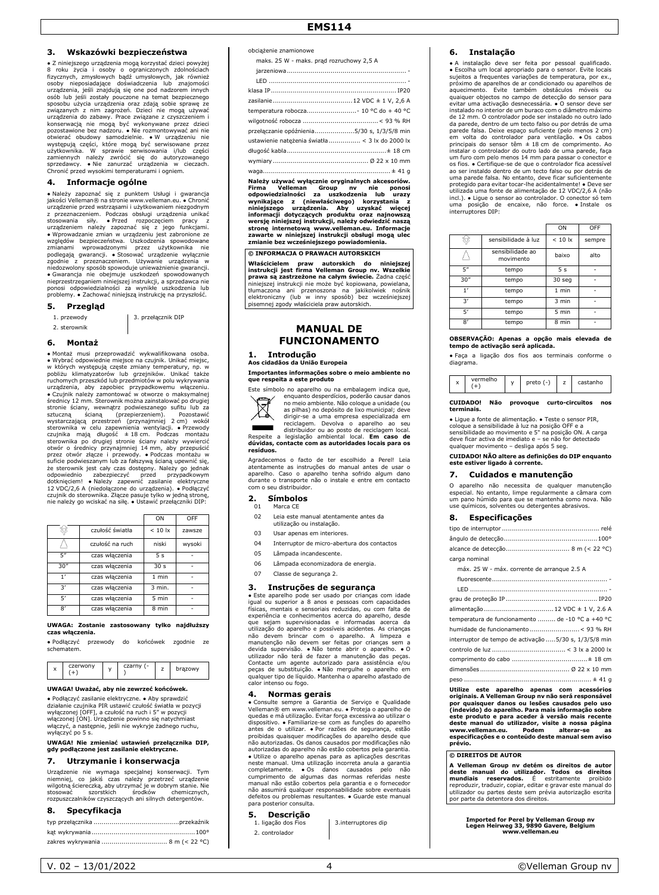### 3. Wskazówki bezpieczeństwa

• Z niniejszego urządzenia mogą korzystać dzieci powyżej 8 roku życia i osoby o ograniczonych zdolnościach fizycznych, zmysłowych bądź umysłowych, jak również osoby nieposiadające doświadczenia lub znajomości urządzenia, jeśli znajdują się one pod nadzorem innych osób lub jeśli zostały pouczone na temat bezpiecznego sposobu użycia urządzenia oraz zdają sobie sprawę ze związanych z nim zagrożeń. Dzieci nie mogą używać urządzenia do zabawy. Prace związane z czyszczeniem i konserwacją nie mogą być wykonywane przez dzieci pozostawione bez nadzoru. • Nie rozmontowywać ani nie otwierać obudowy samodzielnie. • W urządzeniu nie występują części, które mogą być serwisowane przez użytkownika. W sprawie serwisowania i/lub części zamiennych należy zwrócić się do autoryzowanego sprzedawcy. • Nie zanurzać urządzenia w cieczach. Chronić przed wysokimi temperaturami i ogniem.

### 4. Informacje ogólne

• Należy zapoznać się z punktem Usługi i gwarancja jakości Velleman® na stronie www.velleman.eu. • Chronić urządzenie przed wstrząsami i użytkowaniem niezgodnym z przeznaczeniem. Podczas obsługi urządzenia unikać stosowania siły. • Przed rozpoczęciem pracy z urządzeniem należy zapoznać się z jego funkcjami. • Wprowadzanie zmian w urządzeniu jest zabronione ze względów bezpieczeństwa. Uszkodzenia spowodowane zmianami wprowadzonymi przez użytkownika nie podlegają gwarancji. • Stosować urządzenie wyłącznie zgodnie z przeznaczeniem. Używanie urządzenia w niedozwolony sposób spowoduje unieważnienie gwarancji. • Gwarancja nie obejmuje uszkodzeń spowodowanych nieprzestrzeganiem niniejszej instrukcji, a sprzedawca nie ponosi odpowiedzialności za wynikłe uszkodzenia lub problemy. • Zachować niniejszą instrukcję na przyszłość.

### 5. Przegląd

1. przewody
2. sterownik
3. przełącznik DIP

### 6. Montaż

• Montaż musi przeprowadzić wykwalifikowana osoba. • Wybrać odpowiednie miejsce na czujnik. Unikać miejsc, w których występują częste zmiany temperatury, np. w pobliżu klimatyzatorów lub grzejników. Unikać także ruchomych przeszkód lub przedmiotów w polu wykrywania urządzenia, aby zapobiec przypadkowemu włączeniu. • Czujnik należy zamontować w otworze o maksymalnej średnicy 12 mm. Sterownik można zainstalować po drugiej stronie ściany, wewnątrz podwieszanego sufitu lub za sztuczną ścianą (przepierzeniem). Pozostawić wystarczającą przestrzeń (przynajmniej 2 cm) wokół sterownika w celu zapewnienia wentylacji. • Przewody czujnika mają długość ± 18 cm. Podczas montażu sterownika po drugiej stronie ściany należy wywiercić otwór o średnicy przynajmniej 14 mm, aby przepuścić przez otwór złącze i przewody. • Podczas montażu w suficie podwieszanym lub za fałszywą ścianą upewnić się, że sterownik jest cały czas dostępny. Należy go jednak odpowiednio zabezpieczyć przed przypadkowym dotknięciem! • Należy zapewnić zasilanie elektryczne 12 VDC/2,6 A (niedołączone do urządzenia). • Podłączyć czujnik do sterownika. Złącze pasuje tylko w jedną stronę, nie należy go wciskać na siłę. • Ustawić przełączniki DIP:

| | | ON | OFF |
|---|---|---|---|
| ☼ | czułość światła | < 10 lx | zawsze |
| ⚠ | czułość na ruch | niski | wysoki |
| 5″ | czas włączenia | 5 s | - |
| 30″ | czas włączenia | 30 s | - |
| 1′ | czas włączenia | 1 min | - |
| 3′ | czas włączenia | 3 min. | - |
| 5′ | czas włączenia | 5 min | - |
| 8′ | czas włączenia | 8 min | - |

**UWAGA: Zostanie zastosowany tylko najdłuższy czas włączenia.**

• Podłączyć przewody do końcówek zgodnie ze schematem.

| | | | | | |
|---|---|---|---|---|---|
| x | czerwony (+) | y | czarny (-) | z | brązowy |

**UWAGA! Uważać, aby nie zewrzeć końcówek.**

• Podłączyć zasilanie elektryczne. • Aby sprawdzić działanie czujnika PIR ustawić czujnik światła w pozycji wyłączonej [OFF], a czułość na ruch i 5″ w pozycji włączonej [ON]. Urządzenie powinno się natychmiast włączyć, a następnie, jeśli nie wykryje żadnego ruchu, wyłączyć po 5 s.

**UWAGA! Nie zmieniać ustawień przełącznika DIP, gdy podłączone jest zasilanie elektryczne.**

### 7. Utrzymanie i konserwacja

Urządzenie nie wymaga specjalnej konserwacji. Tym niemniej, co jakiś czas należy przetrzeć urządzenie wilgotną ściereczką, aby utrzymać je w dobrym stanie. Nie stosować szorstkich środków chemicznych, rozpuszczalników czyszczących ani silnych detergentów.

### 8. Specyfikacja

typ przełącznika ........ przekaźnik
kąt wykrywania ........ 100°
zakres wykrywania ........ 8 m (< 22 °C)
obciążenie znamionowe
maks. 25 W - maks. prąd rozruchowy 2,5 A
jarzeniowa ........ -
LED ........ -
klasa IP ........ IP20
zasilanie ........ 12 VDC ± 1 V, 2,6 A
temperatura robocza ........ - 10 °C do + 40 °C
wilgotność robocza ........ < 93 % RH
przełączanie opóźnienia ........ 5/30 s, 1/3/5/8 min
ustawienie natężenia światła ........ < 3 lx do 2000 lx
długość kabla ........ ± 18 cm
wymiary ........ Ø 22 x 10 mm
waga ........ ± 41 g

**Należy używać wyłącznie oryginalnych akcesoriów. Firma Velleman Group nv nie ponosi odpowiedzialności za uszkodzenia lub urazy wynikające z (niewłaściwego) korzystania z niniejszego urządzenia. Aby uzyskać więcej informacji dotyczących produktu oraz najnowszą wersję niniejszej instrukcji, należy odwiedzić naszą stronę internetową www.velleman.eu. Informacje zawarte w niniejszej instrukcji obsługi mogą ulec zmianie bez wcześniejszego powiadomienia.**

**© INFORMACJA O PRAWACH AUTORSKICH**

**Właścicielem praw autorskich do niniejszej instrukcji jest firma Velleman Group nv. Wszelkie prawa są zastrzeżone na całym świecie.** Żadna część niniejszej instrukcji nie może być kopiowana, powielana, tłumaczona ani przenoszona na jakikolwiek nośnik elektroniczny (lub w inny sposób) bez wcześniejszej pisemnej zgody właściciela praw autorskich.

## MANUAL DE FUNCIONAMENTO

### 1. Introdução

**Aos cidadãos da União Europeia**

**Importantes informações sobre o meio ambiente no que respeita a este produto**

Este símbolo no aparelho ou na embalagem indica que, enquanto desperdícios, poderão causar danos no meio ambiente. Não coloque a unidade (ou as pilhas) no depósito de lixo municipal; deve dirigir-se a uma empresa especializada em reciclagem. Devolva o aparelho ao seu distribuidor ou ao posto de reciclagem local. Respeite a legislação ambiental local. **Em caso de dúvidas, contacte com as autoridades locais para os resíduos.**

Agradecemos o facto de ter escolhido a Perel! Leia atentamente as instruções do manual antes de usar o aparelho. Caso o aparelho tenha sofrido algum dano durante o transporte não o instale e entre em contacto com o seu distribuidor.

### 2. Símbolos

01 Marca CE
02 Leia este manual atentamente antes da utilização ou instalação.
03 Usar apenas em interiores.
04 Interruptor de micro-abertura dos contactos
05 Lâmpada incandescente.
06 Lâmpada economizadora de energia.
07 Classe de segurança 2.

### 3. Instruções de segurança

• Este aparelho pode ser usado por crianças com idade igual ou superior a 8 anos e pessoas com capacidades físicas, mentais e sensoriais reduzidas, ou com falta de experiência e conhecimentos acerca do aparelho, desde que sejam supervisionadas e informadas acerca da utilização do aparelho e possíveis acidentes. As crianças não devem brincar com o aparelho. A limpeza e manutenção não devem ser feitas por crianças sem a devida supervisão. • Não tente abrir o aparelho. • O utilizador não terá de fazer a manutenção das peças. Contacte um agente autorizado para assistência e/ou peças de substituição. • Não mergulhe o aparelho em qualquer tipo de líquido. Mantenha o aparelho afastado de calor intenso ou fogo.

### 4. Normas gerais

• Consulte sempre a Garantia de Serviço e Qualidade Velleman® em www.velleman.eu. • Proteja o aparelho de quedas e má utilização. Evitar força excessiva ao utilizar o dispositivo. • Familiarize-se com as funções do aparelho antes de o utilizar. • Por razões de segurança, estão proibidas quaisquer modificações do aparelho desde que não autorizadas. Os danos causados por modificações não autorizadas do aparelho não estão cobertos pela garantia. • Utilize o aparelho apenas para as aplicações descritas neste manual. Uma utilização incorreta anula a garantia completamente. • Os danos causados pelo não cumprimento de algumas das normas referidas neste manual não estão cobertos pela garantia e o fornecedor não assumirá qualquer responsabilidade sobre eventuais defeitos ou problemas resultantes. • Guarde este manual para posterior consulta.

### 5. Descrição

1. ligação dos Fios
2. controlador
3. interruptores dip

### 6. Instalação

• A instalação deve ser feita por pessoal qualificado. • Escolha um local apropriado para o sensor. Evite locais sujeitos a frequentes variações de temperatura, por ex., próximo de aparelhos de ar condicionado ou aparelhos de aquecimento. Evite também obstáculos móveis ou quaiquer objectos no campo de detecção do sensor para evitar uma activação desnecessária. • O sensor deve ser instalado no interior de um buraco com o diâmetro máximo de 12 mm. O controlador pode ser instalado no outro lado da parede, dentro de um tecto falso ou por detrás de uma parede falsa. Deixe espaço suficiente (pelo menos 2 cm) em volta do controlador para ventilação. • Os cabos principais do sensor têm ± 18 cm de comprimento. Ao instalar o controlador do outro lado de uma parede, faça um furo com pelo menos 14 mm para passar o conector e os fios. • Certifique-se de que o controlador fica acessível ao ser instalado dentro de um tecto falso ou por detrás de uma parede falsa. No entanto, deve ficar suficientemente protegido para evitar tocar-lhe acidentalmente! • Deve ser utilizada uma fonte de alimentação de 12 VDC/2,6 A (não incl.). • Ligue o sensor ao controlador. O conector só tem uma posição de encaixe, não force. • Instale os interruptores DIP:

| | | ON | OFF |
|---|---|---|---|
| ☼ | sensibilidade à luz | < 10 lx | sempre |
| ⚠ | sensibilidade ao movimento | baixo | alto |
| 5″ | tempo | 5 s | - |
| 30″ | tempo | 30 seg | - |
| 1′ | tempo | 1 min | - |
| 3′ | tempo | 3 min | - |
| 5′ | tempo | 5 min | - |
| 8′ | tempo | 8 min | - |

**OBSERVAÇÃO: Apenas a opção mais elevada de tempo de activação será aplicada.**

• Faça a ligação dos fios aos terminais conforme o diagrama.

| | | | | | |
|---|---|---|---|---|---|
| x | vermelho (+) | y | preto (-) | z | castanho |

**CUIDADO! Não provoque curto-circuitos nos terminais.**

• Ligue a fonte de alimentação. • Teste o sensor PIR, coloque a sensibilidade à luz na posição OFF e a sensibilidade ao movimento e 5″ na posição ON. A carga deve ficar activa de imediato e – se não for detectado qualquer movimento – desliga após 5 seg.

**CUIDADO! NÃO altere as definições do DIP enquanto este estiver ligado à corrente.**

### 7. Cuidados e manutenção

O aparelho não necessita de qualquer manutenção especial. No entanto, limpe regularmente a câmara com um pano húmido para que se mantenha como nova. Não use químicos, solventes ou detergentes abrasivos.

### 8. Especificações

tipo de interruptor ........ relé
ângulo de detecção ........ 100°
alcance de detecção ........ 8 m (< 22 °C)
carga nominal
máx. 25 W - máx. corrente de arranque 2.5 A
fluorescente ........ -
LED ........ -
grau de proteção IP ........ IP20
alimentação ........ 12 VDC ± 1 V, 2.6 A
temperatura de funcionamento ........ de -10 °C a +40 °C
humidade de funcionamento ........ < 93 % RH
interruptor de tempo de activação ........ 5/30 s, 1/3/5/8 min
controlo de luz ........ < 3 lx a 2000 lx
comprimento do cabo ........ ± 18 cm
dimensões ........ Ø 22 x 10 mm
peso ........ ± 41 g

**Utilize este aparelho apenas com acessórios originais. A Velleman Group nv não será responsável por quaisquer danos ou lesões causados pelo uso (indevido) do aparelho. Para mais informação sobre este produto e para aceder à versão mais recente deste manual do utilizador, visite a nossa página www.velleman.eu. Podem alterar-se as especificações e o conteúdo deste manual sem aviso prévio.**

**© DIREITOS DE AUTOR**

**A Velleman Group nv detém os direitos de autor deste manual do utilizador. Todos os direitos mundiais reservados.** É estritamente proibido reproduzir, traduzir, copiar, editar e gravar este manual do utilizador ou partes deste sem prévia autorização escrita por parte da detentora dos direitos.

**Imported for Perel by Velleman Group nv**
**Legen Heirweg 33, 9890 Gavere, Belgium**
**www.velleman.eu**